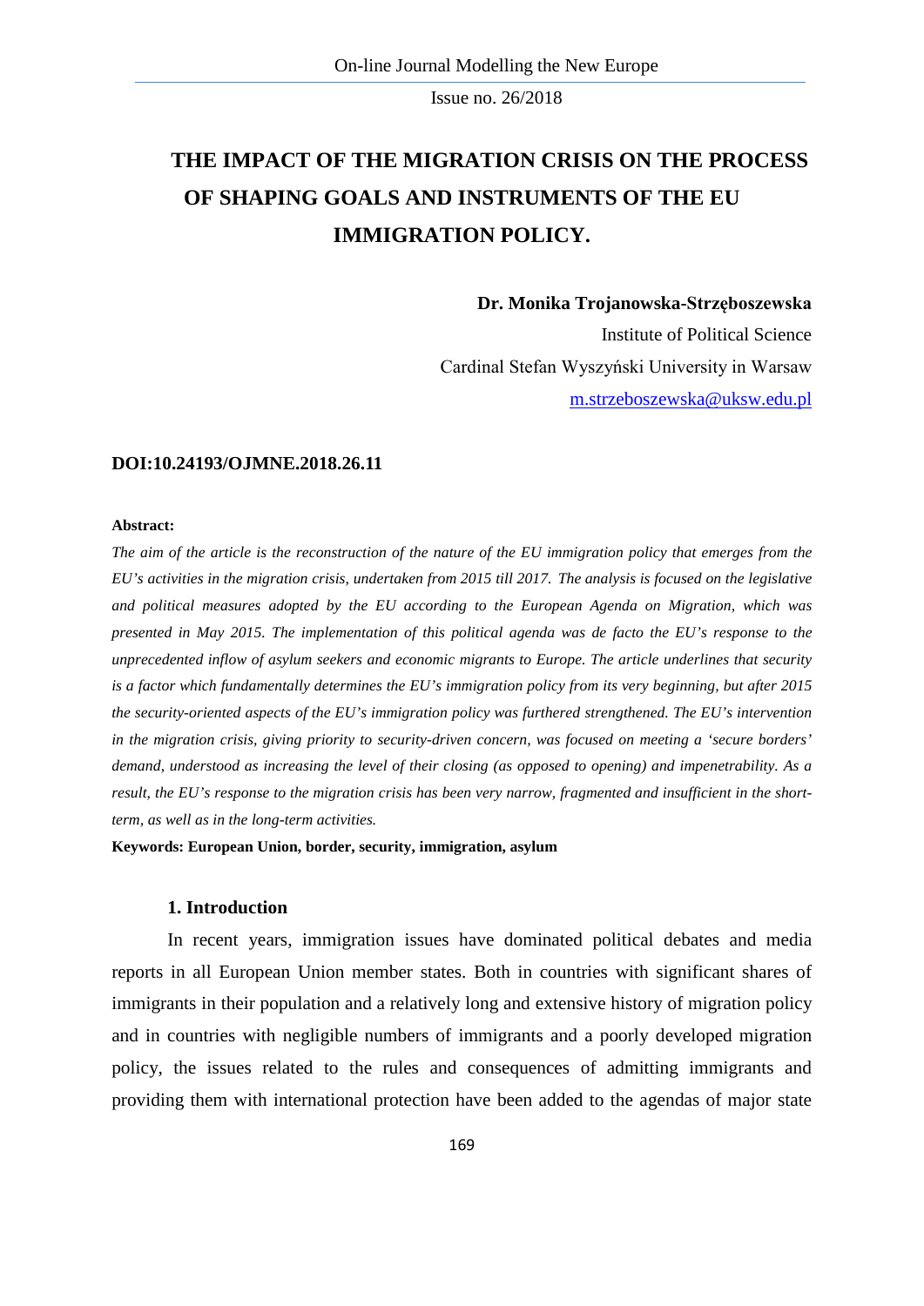# THE IMPACT OF THE MIGRATION CRISIS ON THE PROCESS OF SHAPING GOALS AND INSTRUMENTS OF THE EU IMMIGRATION POLICY.

**Dr. Monika Trojanowska-Strzęboszewska**

Institute of Political Science

Cardinal Stefan Wyszyński University in Warsaw

m.strzeboszewska@uksw.edu.pl

**DOI:10.24193/OJMNE.2018.26.11**

**Abstract:**

*The aim of the article is the reconstruction of the nature of the EU immigration policy that emerges from the EU's activities in the migration crisis, undertaken from 2015 till 2017. The analysis is focused on the legislative and political measures adopted by the EU according to the European Agenda on Migration, which was presented in May 2015. The implementation of this political agenda was de facto the EU's response to the unprecedented inflow of asylum seekers and economic migrants to Europe. The article underlines that security is a factor which fundamentally determines the EU's immigration policy from its very beginning, but after 2015 the security-oriented aspects of the EU's immigration policy was furthered strengthened. The EU's intervention in the migration crisis, giving priority to security-driven concern, was focused on meeting a 'secure borders' demand, understood as increasing the level of their closing (as opposed to opening) and impenetrability. As a result, the EU's response to the migration crisis has been very narrow, fragmented and insufficient in the short-term, as well as in the long-term activities.*

**Keywords: European Union, border, security, immigration, asylum**

## 1. Introduction

In recent years, immigration issues have dominated political debates and media reports in all European Union member states. Both in countries with significant shares of immigrants in their population and a relatively long and extensive history of migration policy and in countries with negligible numbers of immigrants and a poorly developed migration policy, the issues related to the rules and consequences of admitting immigrants and providing them with international protection have been added to the agendas of major state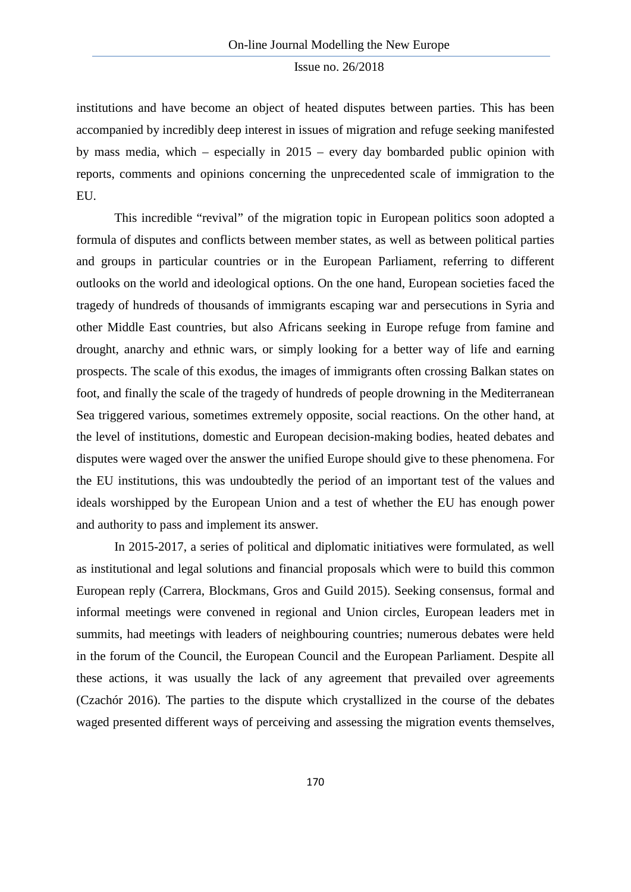institutions and have become an object of heated disputes between parties. This has been accompanied by incredibly deep interest in issues of migration and refuge seeking manifested by mass media, which – especially in 2015 – every day bombarded public opinion with reports, comments and opinions concerning the unprecedented scale of immigration to the EU.

This incredible "revival" of the migration topic in European politics soon adopted a formula of disputes and conflicts between member states, as well as between political parties and groups in particular countries or in the European Parliament, referring to different outlooks on the world and ideological options. On the one hand, European societies faced the tragedy of hundreds of thousands of immigrants escaping war and persecutions in Syria and other Middle East countries, but also Africans seeking in Europe refuge from famine and drought, anarchy and ethnic wars, or simply looking for a better way of life and earning prospects. The scale of this exodus, the images of immigrants often crossing Balkan states on foot, and finally the scale of the tragedy of hundreds of people drowning in the Mediterranean Sea triggered various, sometimes extremely opposite, social reactions. On the other hand, at the level of institutions, domestic and European decision-making bodies, heated debates and disputes were waged over the answer the unified Europe should give to these phenomena. For the EU institutions, this was undoubtedly the period of an important test of the values and ideals worshipped by the European Union and a test of whether the EU has enough power and authority to pass and implement its answer.

In 2015-2017, a series of political and diplomatic initiatives were formulated, as well as institutional and legal solutions and financial proposals which were to build this common European reply (Carrera, Blockmans, Gros and Guild 2015). Seeking consensus, formal and informal meetings were convened in regional and Union circles, European leaders met in summits, had meetings with leaders of neighbouring countries; numerous debates were held in the forum of the Council, the European Council and the European Parliament. Despite all these actions, it was usually the lack of any agreement that prevailed over agreements (Czachór 2016). The parties to the dispute which crystallized in the course of the debates waged presented different ways of perceiving and assessing the migration events themselves,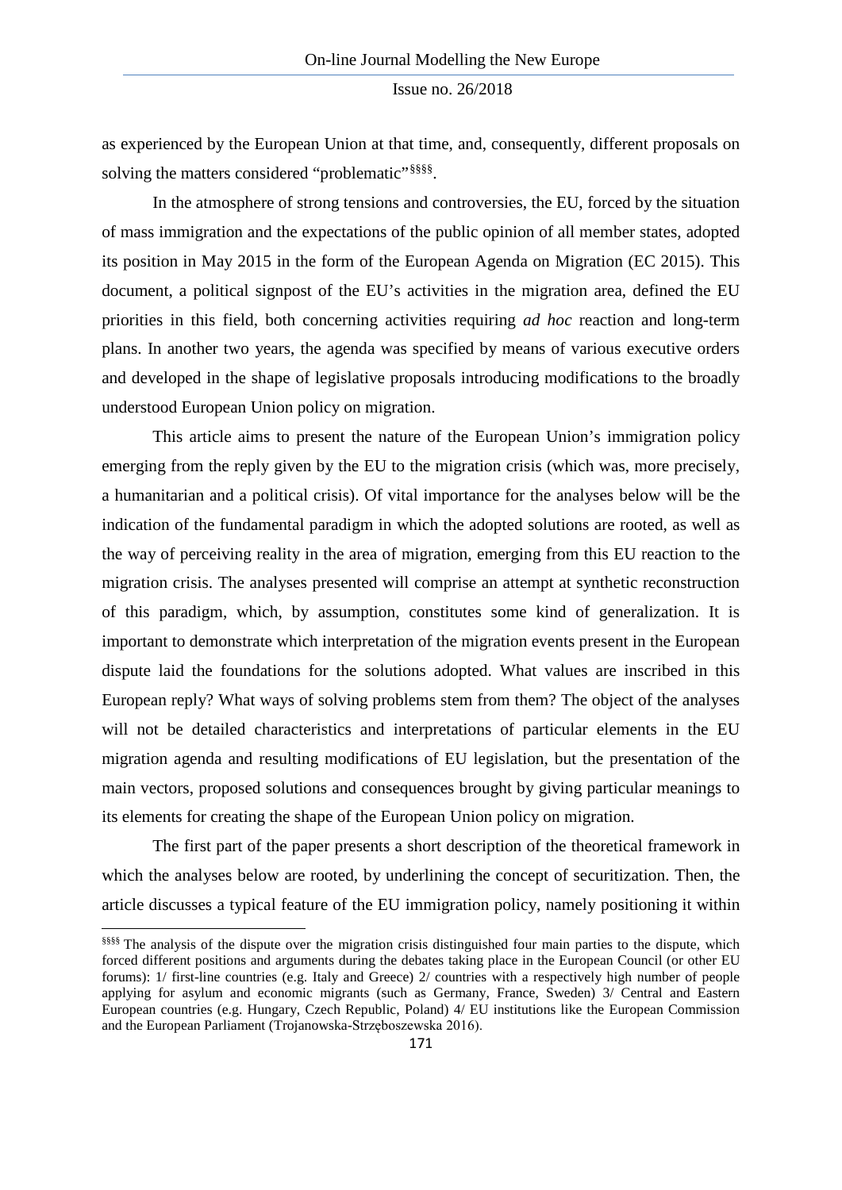as experienced by the European Union at that time, and, consequently, different proposals on solving the matters considered "problematic"[§§§§].

In the atmosphere of strong tensions and controversies, the EU, forced by the situation of mass immigration and the expectations of the public opinion of all member states, adopted its position in May 2015 in the form of the European Agenda on Migration (EC 2015). This document, a political signpost of the EU's activities in the migration area, defined the EU priorities in this field, both concerning activities requiring *ad hoc* reaction and long-term plans. In another two years, the agenda was specified by means of various executive orders and developed in the shape of legislative proposals introducing modifications to the broadly understood European Union policy on migration.

This article aims to present the nature of the European Union's immigration policy emerging from the reply given by the EU to the migration crisis (which was, more precisely, a humanitarian and a political crisis). Of vital importance for the analyses below will be the indication of the fundamental paradigm in which the adopted solutions are rooted, as well as the way of perceiving reality in the area of migration, emerging from this EU reaction to the migration crisis. The analyses presented will comprise an attempt at synthetic reconstruction of this paradigm, which, by assumption, constitutes some kind of generalization. It is important to demonstrate which interpretation of the migration events present in the European dispute laid the foundations for the solutions adopted. What values are inscribed in this European reply? What ways of solving problems stem from them? The object of the analyses will not be detailed characteristics and interpretations of particular elements in the EU migration agenda and resulting modifications of EU legislation, but the presentation of the main vectors, proposed solutions and consequences brought by giving particular meanings to its elements for creating the shape of the European Union policy on migration.

The first part of the paper presents a short description of the theoretical framework in which the analyses below are rooted, by underlining the concept of securitization. Then, the article discusses a typical feature of the EU immigration policy, namely positioning it within

---

[§§§§] The analysis of the dispute over the migration crisis distinguished four main parties to the dispute, which forced different positions and arguments during the debates taking place in the European Council (or other EU forums): 1/ first-line countries (e.g. Italy and Greece) 2/ countries with a respectively high number of people applying for asylum and economic migrants (such as Germany, France, Sweden) 3/ Central and Eastern European countries (e.g. Hungary, Czech Republic, Poland) 4/ EU institutions like the European Commission and the European Parliament (Trojanowska-Strzęboszewska 2016).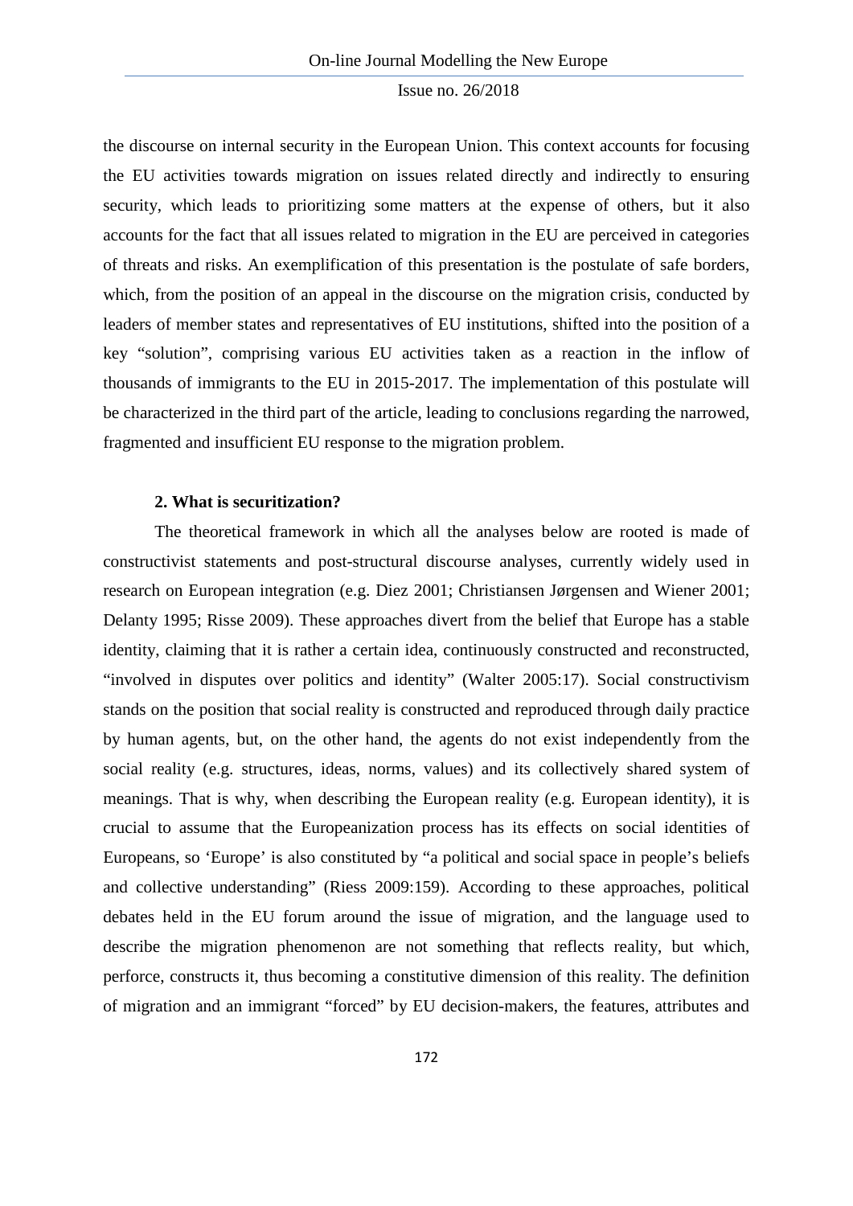the discourse on internal security in the European Union. This context accounts for focusing the EU activities towards migration on issues related directly and indirectly to ensuring security, which leads to prioritizing some matters at the expense of others, but it also accounts for the fact that all issues related to migration in the EU are perceived in categories of threats and risks. An exemplification of this presentation is the postulate of safe borders, which, from the position of an appeal in the discourse on the migration crisis, conducted by leaders of member states and representatives of EU institutions, shifted into the position of a key "solution", comprising various EU activities taken as a reaction in the inflow of thousands of immigrants to the EU in 2015-2017. The implementation of this postulate will be characterized in the third part of the article, leading to conclusions regarding the narrowed, fragmented and insufficient EU response to the migration problem.

## 2. What is securitization?

The theoretical framework in which all the analyses below are rooted is made of constructivist statements and post-structural discourse analyses, currently widely used in research on European integration (e.g. Diez 2001; Christiansen Jørgensen and Wiener 2001; Delanty 1995; Risse 2009). These approaches divert from the belief that Europe has a stable identity, claiming that it is rather a certain idea, continuously constructed and reconstructed, "involved in disputes over politics and identity" (Walter 2005:17). Social constructivism stands on the position that social reality is constructed and reproduced through daily practice by human agents, but, on the other hand, the agents do not exist independently from the social reality (e.g. structures, ideas, norms, values) and its collectively shared system of meanings. That is why, when describing the European reality (e.g. European identity), it is crucial to assume that the Europeanization process has its effects on social identities of Europeans, so 'Europe' is also constituted by "a political and social space in people's beliefs and collective understanding" (Riess 2009:159). According to these approaches, political debates held in the EU forum around the issue of migration, and the language used to describe the migration phenomenon are not something that reflects reality, but which, perforce, constructs it, thus becoming a constitutive dimension of this reality. The definition of migration and an immigrant "forced" by EU decision-makers, the features, attributes and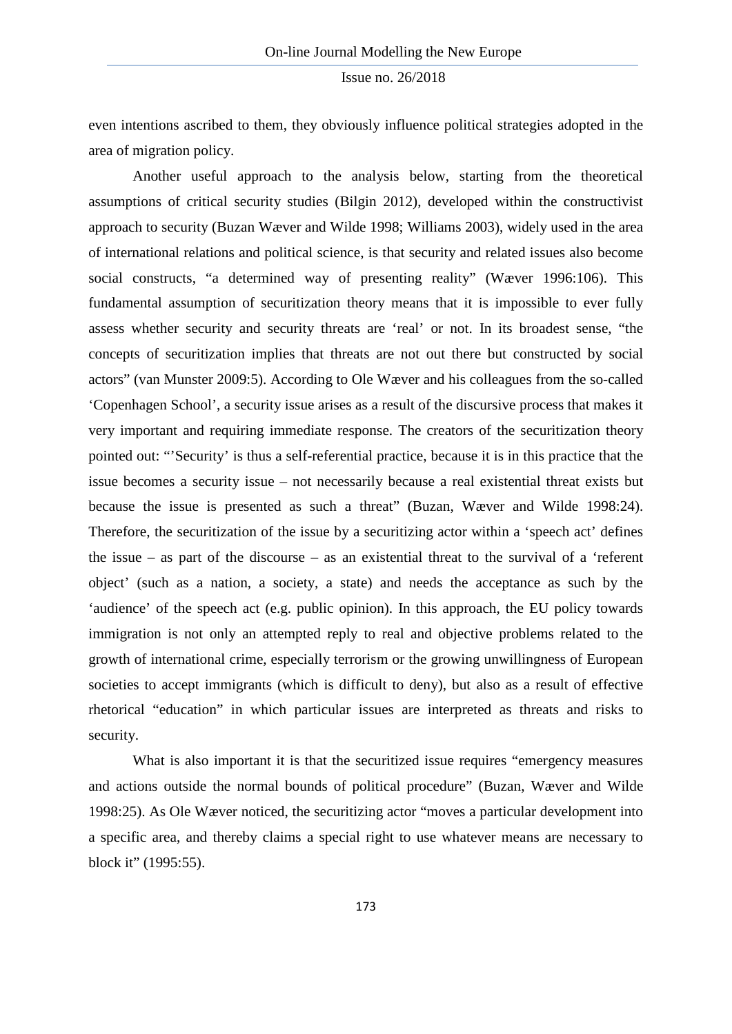even intentions ascribed to them, they obviously influence political strategies adopted in the area of migration policy.

Another useful approach to the analysis below, starting from the theoretical assumptions of critical security studies (Bilgin 2012), developed within the constructivist approach to security (Buzan Wæver and Wilde 1998; Williams 2003), widely used in the area of international relations and political science, is that security and related issues also become social constructs, "a determined way of presenting reality" (Wæver 1996:106). This fundamental assumption of securitization theory means that it is impossible to ever fully assess whether security and security threats are 'real' or not. In its broadest sense, "the concepts of securitization implies that threats are not out there but constructed by social actors" (van Munster 2009:5). According to Ole Wæver and his colleagues from the so-called 'Copenhagen School', a security issue arises as a result of the discursive process that makes it very important and requiring immediate response. The creators of the securitization theory pointed out: "'Security' is thus a self-referential practice, because it is in this practice that the issue becomes a security issue – not necessarily because a real existential threat exists but because the issue is presented as such a threat" (Buzan, Wæver and Wilde 1998:24). Therefore, the securitization of the issue by a securitizing actor within a 'speech act' defines the issue – as part of the discourse – as an existential threat to the survival of a 'referent object' (such as a nation, a society, a state) and needs the acceptance as such by the 'audience' of the speech act (e.g. public opinion). In this approach, the EU policy towards immigration is not only an attempted reply to real and objective problems related to the growth of international crime, especially terrorism or the growing unwillingness of European societies to accept immigrants (which is difficult to deny), but also as a result of effective rhetorical "education" in which particular issues are interpreted as threats and risks to security.

What is also important it is that the securitized issue requires "emergency measures and actions outside the normal bounds of political procedure" (Buzan, Wæver and Wilde 1998:25). As Ole Wæver noticed, the securitizing actor "moves a particular development into a specific area, and thereby claims a special right to use whatever means are necessary to block it" (1995:55).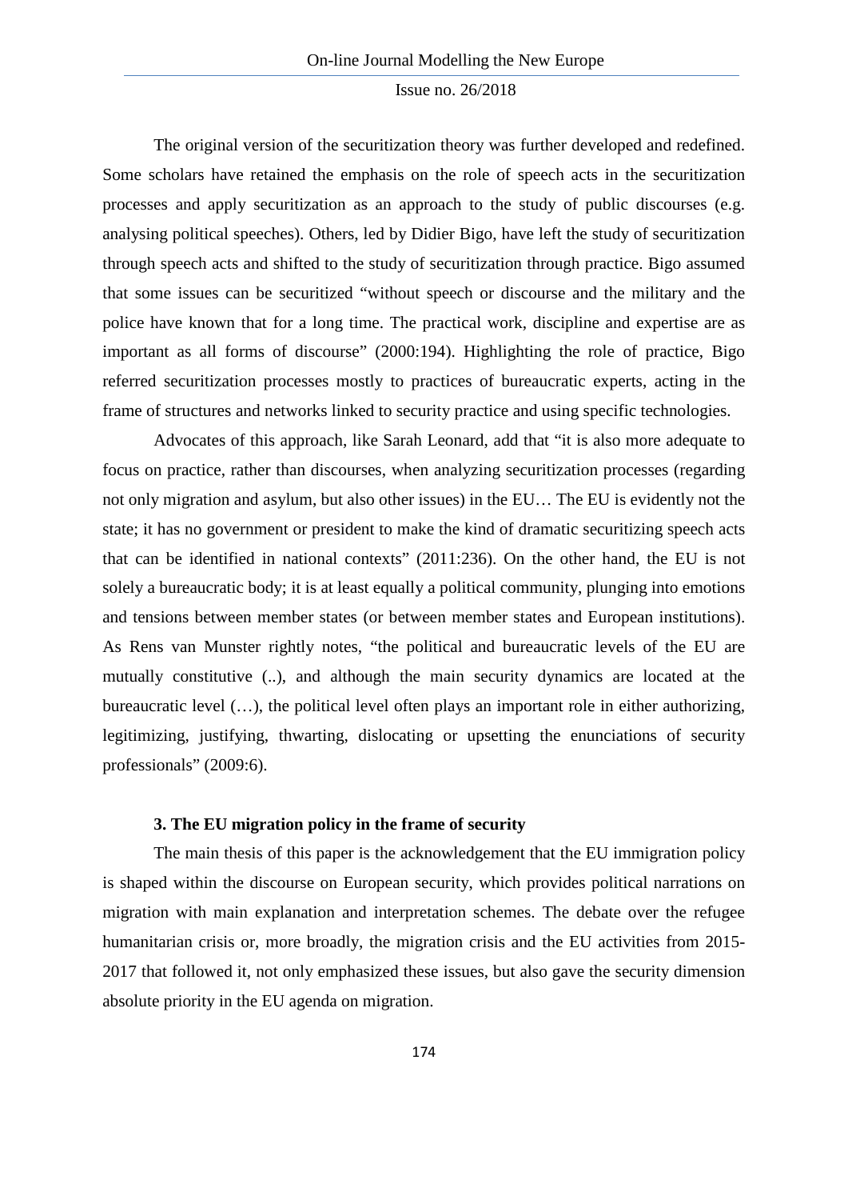The original version of the securitization theory was further developed and redefined. Some scholars have retained the emphasis on the role of speech acts in the securitization processes and apply securitization as an approach to the study of public discourses (e.g. analysing political speeches). Others, led by Didier Bigo, have left the study of securitization through speech acts and shifted to the study of securitization through practice. Bigo assumed that some issues can be securitized "without speech or discourse and the military and the police have known that for a long time. The practical work, discipline and expertise are as important as all forms of discourse" (2000:194). Highlighting the role of practice, Bigo referred securitization processes mostly to practices of bureaucratic experts, acting in the frame of structures and networks linked to security practice and using specific technologies.

Advocates of this approach, like Sarah Leonard, add that "it is also more adequate to focus on practice, rather than discourses, when analyzing securitization processes (regarding not only migration and asylum, but also other issues) in the EU… The EU is evidently not the state; it has no government or president to make the kind of dramatic securitizing speech acts that can be identified in national contexts" (2011:236). On the other hand, the EU is not solely a bureaucratic body; it is at least equally a political community, plunging into emotions and tensions between member states (or between member states and European institutions). As Rens van Munster rightly notes, "the political and bureaucratic levels of the EU are mutually constitutive (..), and although the main security dynamics are located at the bureaucratic level (…), the political level often plays an important role in either authorizing, legitimizing, justifying, thwarting, dislocating or upsetting the enunciations of security professionals" (2009:6).

## 3. The EU migration policy in the frame of security

The main thesis of this paper is the acknowledgement that the EU immigration policy is shaped within the discourse on European security, which provides political narrations on migration with main explanation and interpretation schemes. The debate over the refugee humanitarian crisis or, more broadly, the migration crisis and the EU activities from 2015-2017 that followed it, not only emphasized these issues, but also gave the security dimension absolute priority in the EU agenda on migration.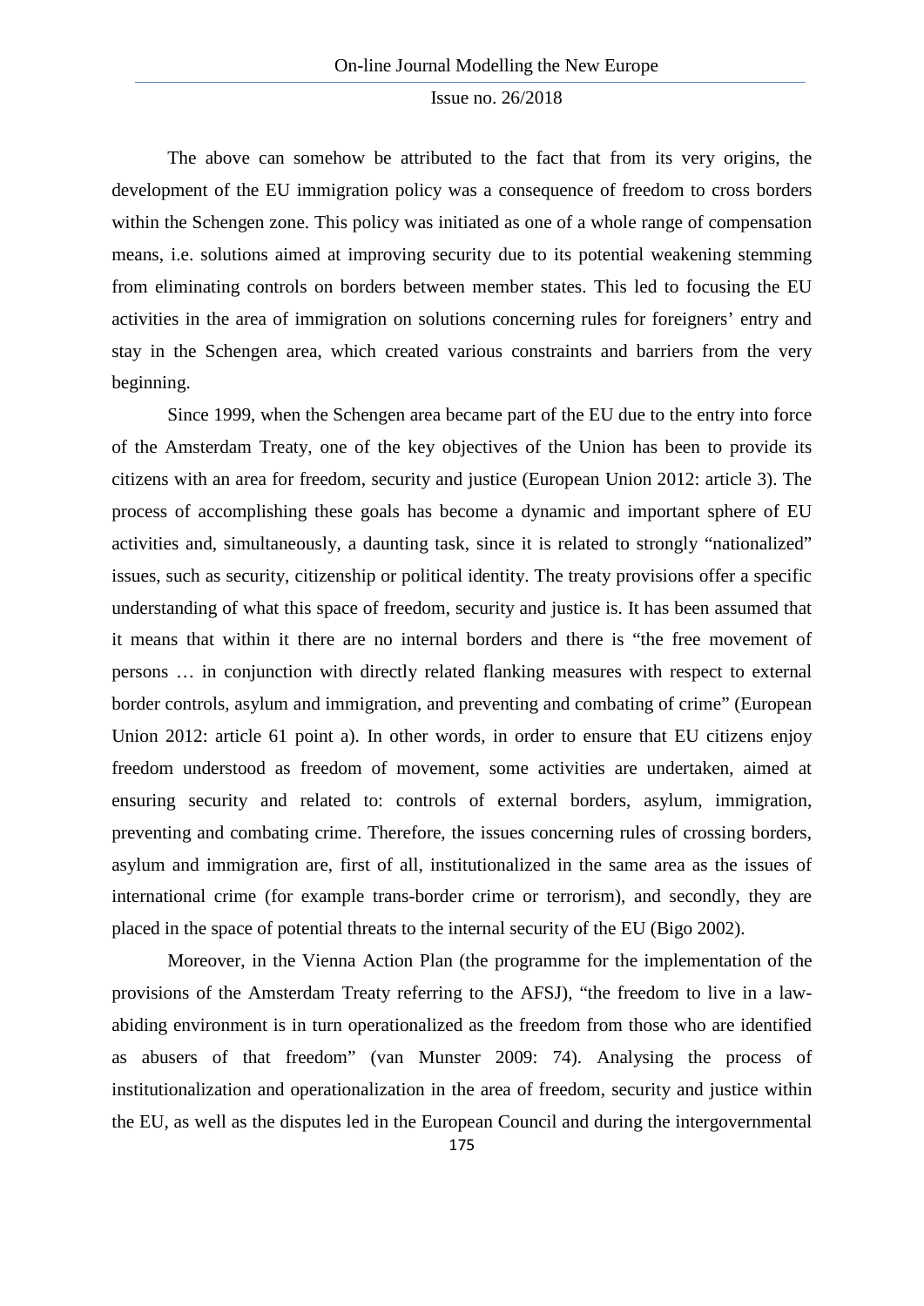The above can somehow be attributed to the fact that from its very origins, the development of the EU immigration policy was a consequence of freedom to cross borders within the Schengen zone. This policy was initiated as one of a whole range of compensation means, i.e. solutions aimed at improving security due to its potential weakening stemming from eliminating controls on borders between member states. This led to focusing the EU activities in the area of immigration on solutions concerning rules for foreigners' entry and stay in the Schengen area, which created various constraints and barriers from the very beginning.

Since 1999, when the Schengen area became part of the EU due to the entry into force of the Amsterdam Treaty, one of the key objectives of the Union has been to provide its citizens with an area for freedom, security and justice (European Union 2012: article 3). The process of accomplishing these goals has become a dynamic and important sphere of EU activities and, simultaneously, a daunting task, since it is related to strongly "nationalized" issues, such as security, citizenship or political identity. The treaty provisions offer a specific understanding of what this space of freedom, security and justice is. It has been assumed that it means that within it there are no internal borders and there is "the free movement of persons … in conjunction with directly related flanking measures with respect to external border controls, asylum and immigration, and preventing and combating of crime" (European Union 2012: article 61 point a). In other words, in order to ensure that EU citizens enjoy freedom understood as freedom of movement, some activities are undertaken, aimed at ensuring security and related to: controls of external borders, asylum, immigration, preventing and combating crime. Therefore, the issues concerning rules of crossing borders, asylum and immigration are, first of all, institutionalized in the same area as the issues of international crime (for example trans-border crime or terrorism), and secondly, they are placed in the space of potential threats to the internal security of the EU (Bigo 2002).

Moreover, in the Vienna Action Plan (the programme for the implementation of the provisions of the Amsterdam Treaty referring to the AFSJ), "the freedom to live in a law-abiding environment is in turn operationalized as the freedom from those who are identified as abusers of that freedom" (van Munster 2009: 74). Analysing the process of institutionalization and operationalization in the area of freedom, security and justice within the EU, as well as the disputes led in the European Council and during the intergovernmental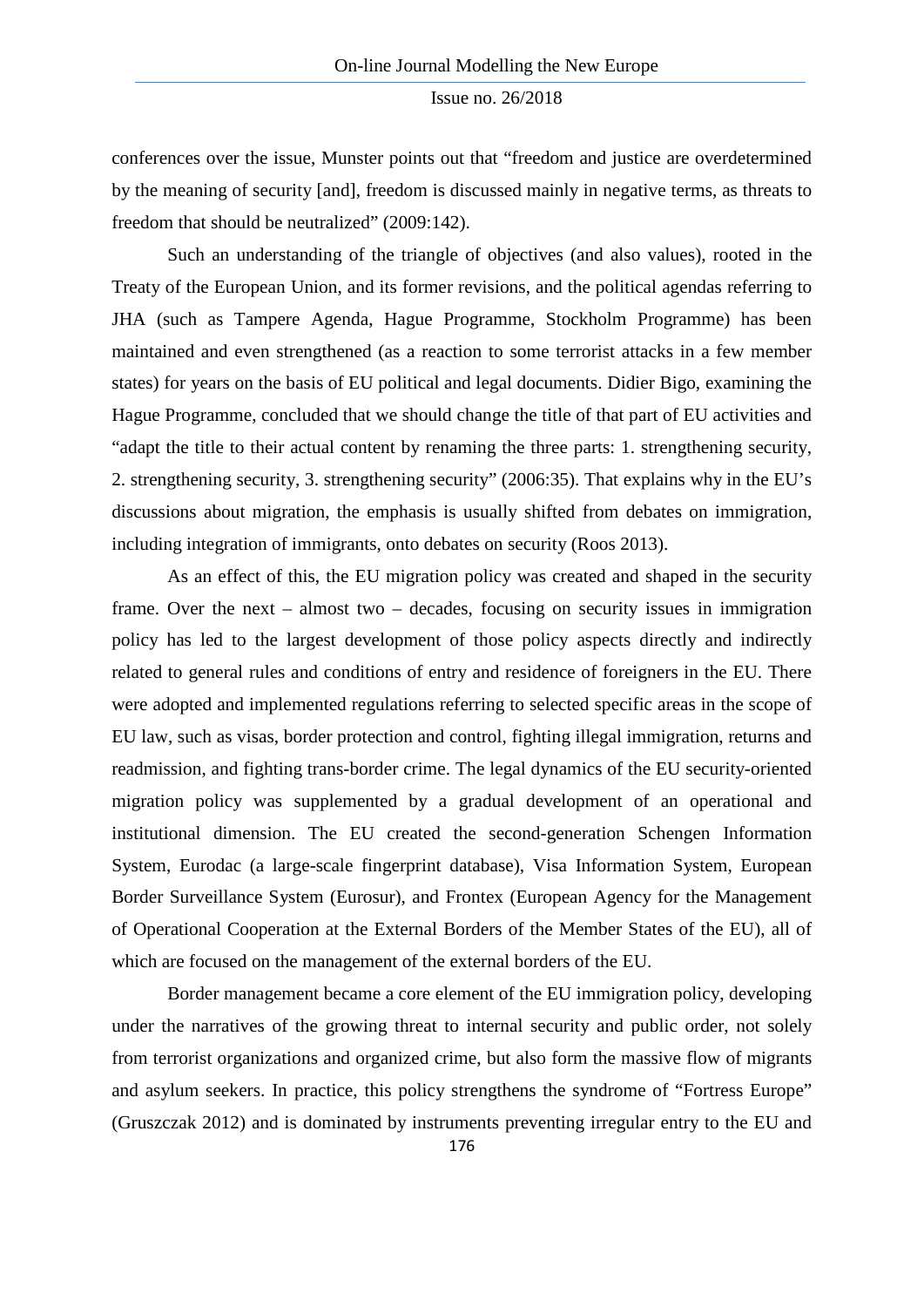conferences over the issue, Munster points out that "freedom and justice are overdetermined by the meaning of security [and], freedom is discussed mainly in negative terms, as threats to freedom that should be neutralized" (2009:142).

Such an understanding of the triangle of objectives (and also values), rooted in the Treaty of the European Union, and its former revisions, and the political agendas referring to JHA (such as Tampere Agenda, Hague Programme, Stockholm Programme) has been maintained and even strengthened (as a reaction to some terrorist attacks in a few member states) for years on the basis of EU political and legal documents. Didier Bigo, examining the Hague Programme, concluded that we should change the title of that part of EU activities and "adapt the title to their actual content by renaming the three parts: 1. strengthening security, 2. strengthening security, 3. strengthening security" (2006:35). That explains why in the EU's discussions about migration, the emphasis is usually shifted from debates on immigration, including integration of immigrants, onto debates on security (Roos 2013).

As an effect of this, the EU migration policy was created and shaped in the security frame. Over the next – almost two – decades, focusing on security issues in immigration policy has led to the largest development of those policy aspects directly and indirectly related to general rules and conditions of entry and residence of foreigners in the EU. There were adopted and implemented regulations referring to selected specific areas in the scope of EU law, such as visas, border protection and control, fighting illegal immigration, returns and readmission, and fighting trans-border crime. The legal dynamics of the EU security-oriented migration policy was supplemented by a gradual development of an operational and institutional dimension. The EU created the second-generation Schengen Information System, Eurodac (a large-scale fingerprint database), Visa Information System, European Border Surveillance System (Eurosur), and Frontex (European Agency for the Management of Operational Cooperation at the External Borders of the Member States of the EU), all of which are focused on the management of the external borders of the EU.

Border management became a core element of the EU immigration policy, developing under the narratives of the growing threat to internal security and public order, not solely from terrorist organizations and organized crime, but also form the massive flow of migrants and asylum seekers. In practice, this policy strengthens the syndrome of "Fortress Europe" (Gruszczak 2012) and is dominated by instruments preventing irregular entry to the EU and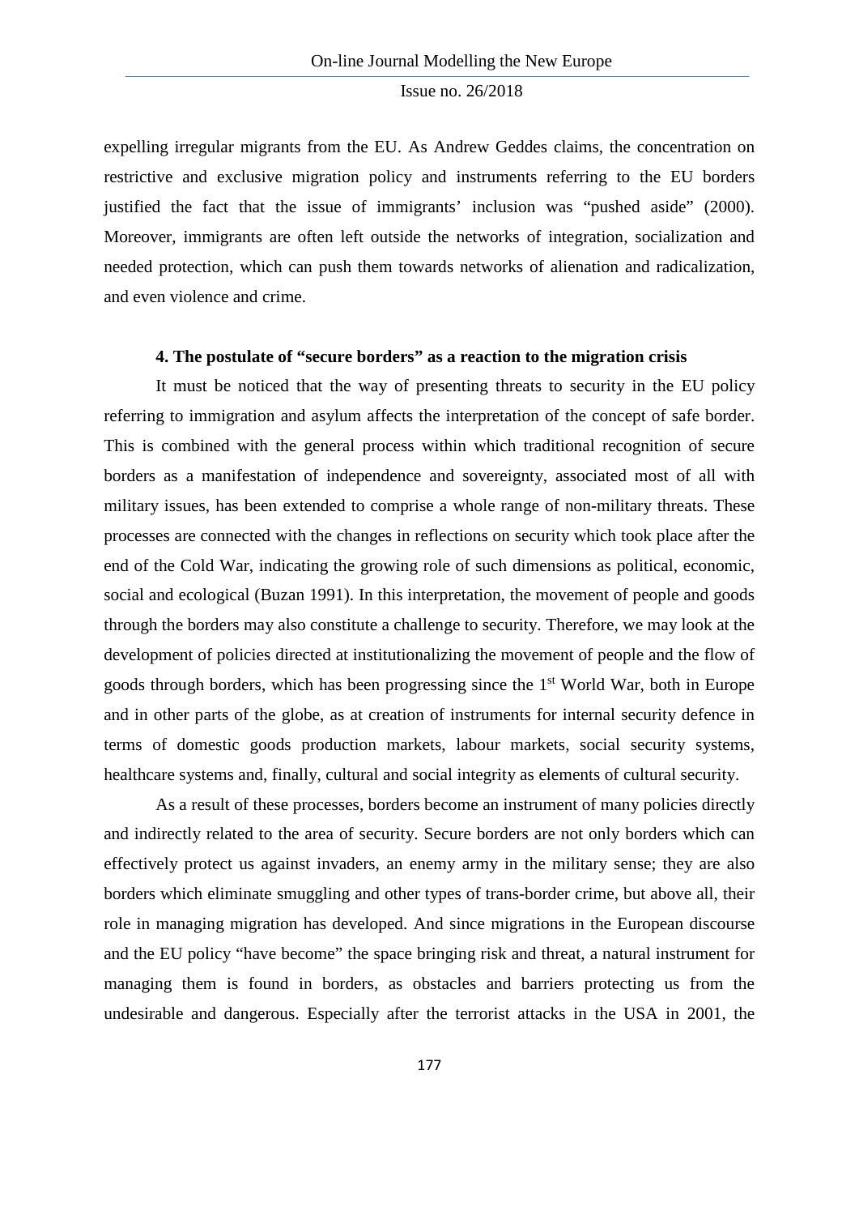expelling irregular migrants from the EU. As Andrew Geddes claims, the concentration on restrictive and exclusive migration policy and instruments referring to the EU borders justified the fact that the issue of immigrants' inclusion was "pushed aside" (2000). Moreover, immigrants are often left outside the networks of integration, socialization and needed protection, which can push them towards networks of alienation and radicalization, and even violence and crime.

## 4. The postulate of "secure borders" as a reaction to the migration crisis

It must be noticed that the way of presenting threats to security in the EU policy referring to immigration and asylum affects the interpretation of the concept of safe border. This is combined with the general process within which traditional recognition of secure borders as a manifestation of independence and sovereignty, associated most of all with military issues, has been extended to comprise a whole range of non-military threats. These processes are connected with the changes in reflections on security which took place after the end of the Cold War, indicating the growing role of such dimensions as political, economic, social and ecological (Buzan 1991). In this interpretation, the movement of people and goods through the borders may also constitute a challenge to security. Therefore, we may look at the development of policies directed at institutionalizing the movement of people and the flow of goods through borders, which has been progressing since the 1st World War, both in Europe and in other parts of the globe, as at creation of instruments for internal security defence in terms of domestic goods production markets, labour markets, social security systems, healthcare systems and, finally, cultural and social integrity as elements of cultural security.

As a result of these processes, borders become an instrument of many policies directly and indirectly related to the area of security. Secure borders are not only borders which can effectively protect us against invaders, an enemy army in the military sense; they are also borders which eliminate smuggling and other types of trans-border crime, but above all, their role in managing migration has developed. And since migrations in the European discourse and the EU policy "have become" the space bringing risk and threat, a natural instrument for managing them is found in borders, as obstacles and barriers protecting us from the undesirable and dangerous. Especially after the terrorist attacks in the USA in 2001, the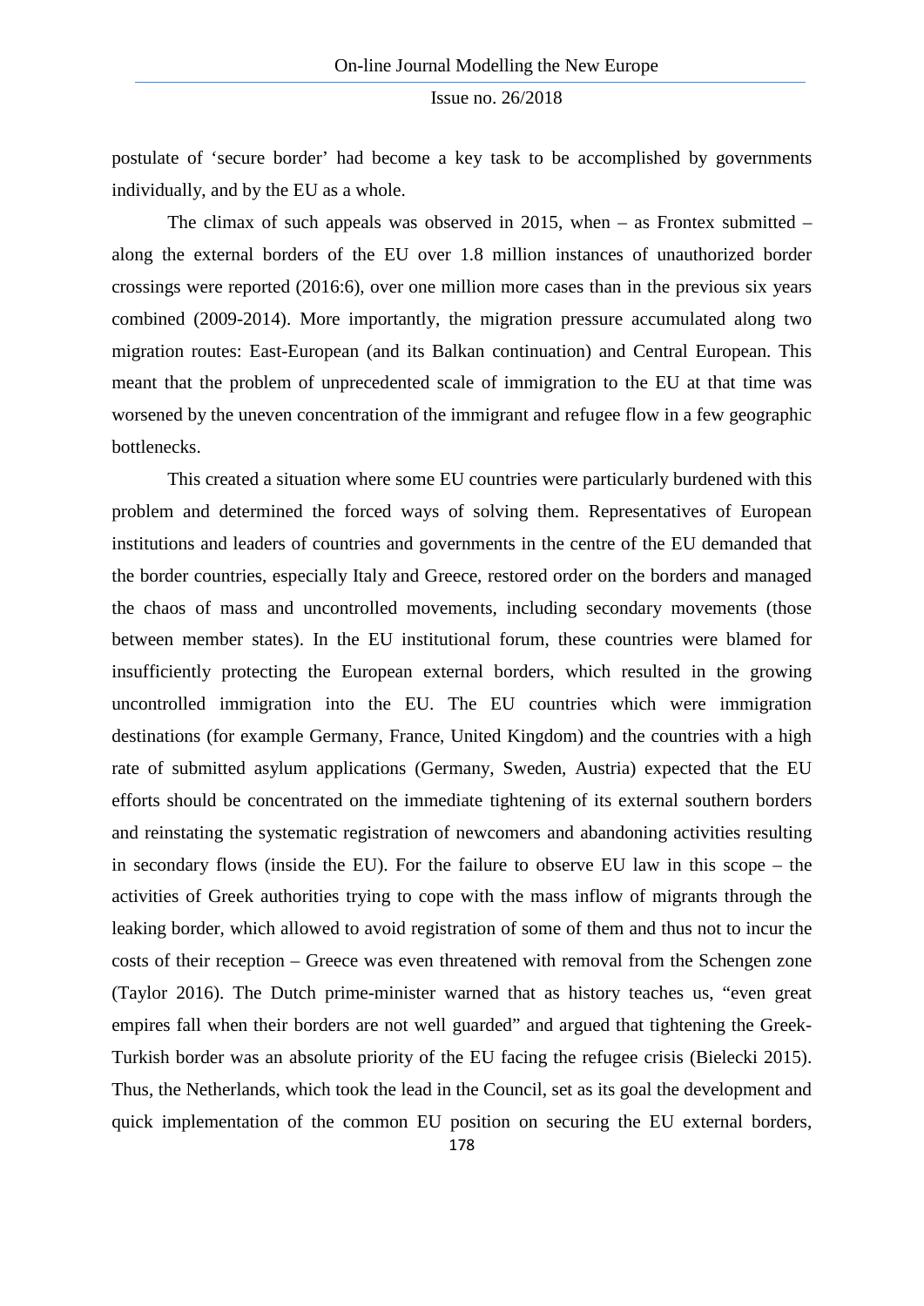postulate of 'secure border' had become a key task to be accomplished by governments individually, and by the EU as a whole.

The climax of such appeals was observed in 2015, when – as Frontex submitted – along the external borders of the EU over 1.8 million instances of unauthorized border crossings were reported (2016:6), over one million more cases than in the previous six years combined (2009-2014). More importantly, the migration pressure accumulated along two migration routes: East-European (and its Balkan continuation) and Central European. This meant that the problem of unprecedented scale of immigration to the EU at that time was worsened by the uneven concentration of the immigrant and refugee flow in a few geographic bottlenecks.

This created a situation where some EU countries were particularly burdened with this problem and determined the forced ways of solving them. Representatives of European institutions and leaders of countries and governments in the centre of the EU demanded that the border countries, especially Italy and Greece, restored order on the borders and managed the chaos of mass and uncontrolled movements, including secondary movements (those between member states). In the EU institutional forum, these countries were blamed for insufficiently protecting the European external borders, which resulted in the growing uncontrolled immigration into the EU. The EU countries which were immigration destinations (for example Germany, France, United Kingdom) and the countries with a high rate of submitted asylum applications (Germany, Sweden, Austria) expected that the EU efforts should be concentrated on the immediate tightening of its external southern borders and reinstating the systematic registration of newcomers and abandoning activities resulting in secondary flows (inside the EU). For the failure to observe EU law in this scope – the activities of Greek authorities trying to cope with the mass inflow of migrants through the leaking border, which allowed to avoid registration of some of them and thus not to incur the costs of their reception – Greece was even threatened with removal from the Schengen zone (Taylor 2016). The Dutch prime-minister warned that as history teaches us, "even great empires fall when their borders are not well guarded" and argued that tightening the Greek-Turkish border was an absolute priority of the EU facing the refugee crisis (Bielecki 2015). Thus, the Netherlands, which took the lead in the Council, set as its goal the development and quick implementation of the common EU position on securing the EU external borders,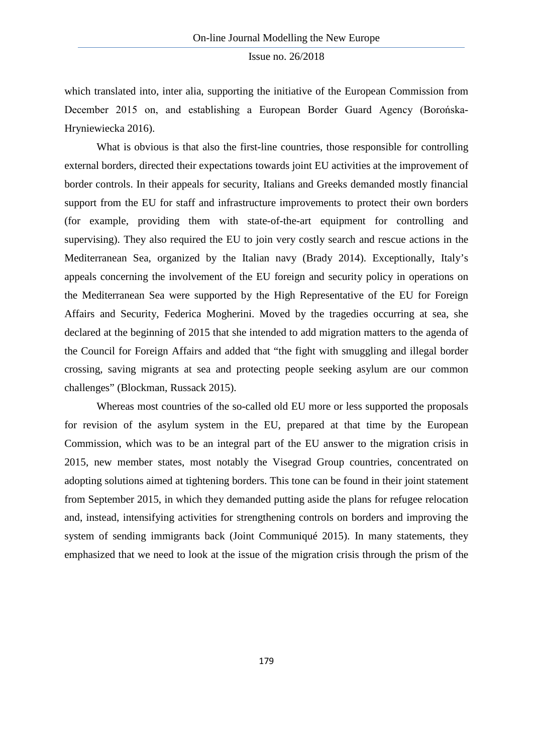which translated into, inter alia, supporting the initiative of the European Commission from December 2015 on, and establishing a European Border Guard Agency (Borońska-Hryniewiecka 2016).

What is obvious is that also the first-line countries, those responsible for controlling external borders, directed their expectations towards joint EU activities at the improvement of border controls. In their appeals for security, Italians and Greeks demanded mostly financial support from the EU for staff and infrastructure improvements to protect their own borders (for example, providing them with state-of-the-art equipment for controlling and supervising). They also required the EU to join very costly search and rescue actions in the Mediterranean Sea, organized by the Italian navy (Brady 2014). Exceptionally, Italy's appeals concerning the involvement of the EU foreign and security policy in operations on the Mediterranean Sea were supported by the High Representative of the EU for Foreign Affairs and Security, Federica Mogherini. Moved by the tragedies occurring at sea, she declared at the beginning of 2015 that she intended to add migration matters to the agenda of the Council for Foreign Affairs and added that "the fight with smuggling and illegal border crossing, saving migrants at sea and protecting people seeking asylum are our common challenges" (Blockman, Russack 2015).

Whereas most countries of the so-called old EU more or less supported the proposals for revision of the asylum system in the EU, prepared at that time by the European Commission, which was to be an integral part of the EU answer to the migration crisis in 2015, new member states, most notably the Visegrad Group countries, concentrated on adopting solutions aimed at tightening borders. This tone can be found in their joint statement from September 2015, in which they demanded putting aside the plans for refugee relocation and, instead, intensifying activities for strengthening controls on borders and improving the system of sending immigrants back (Joint Communiqué 2015). In many statements, they emphasized that we need to look at the issue of the migration crisis through the prism of the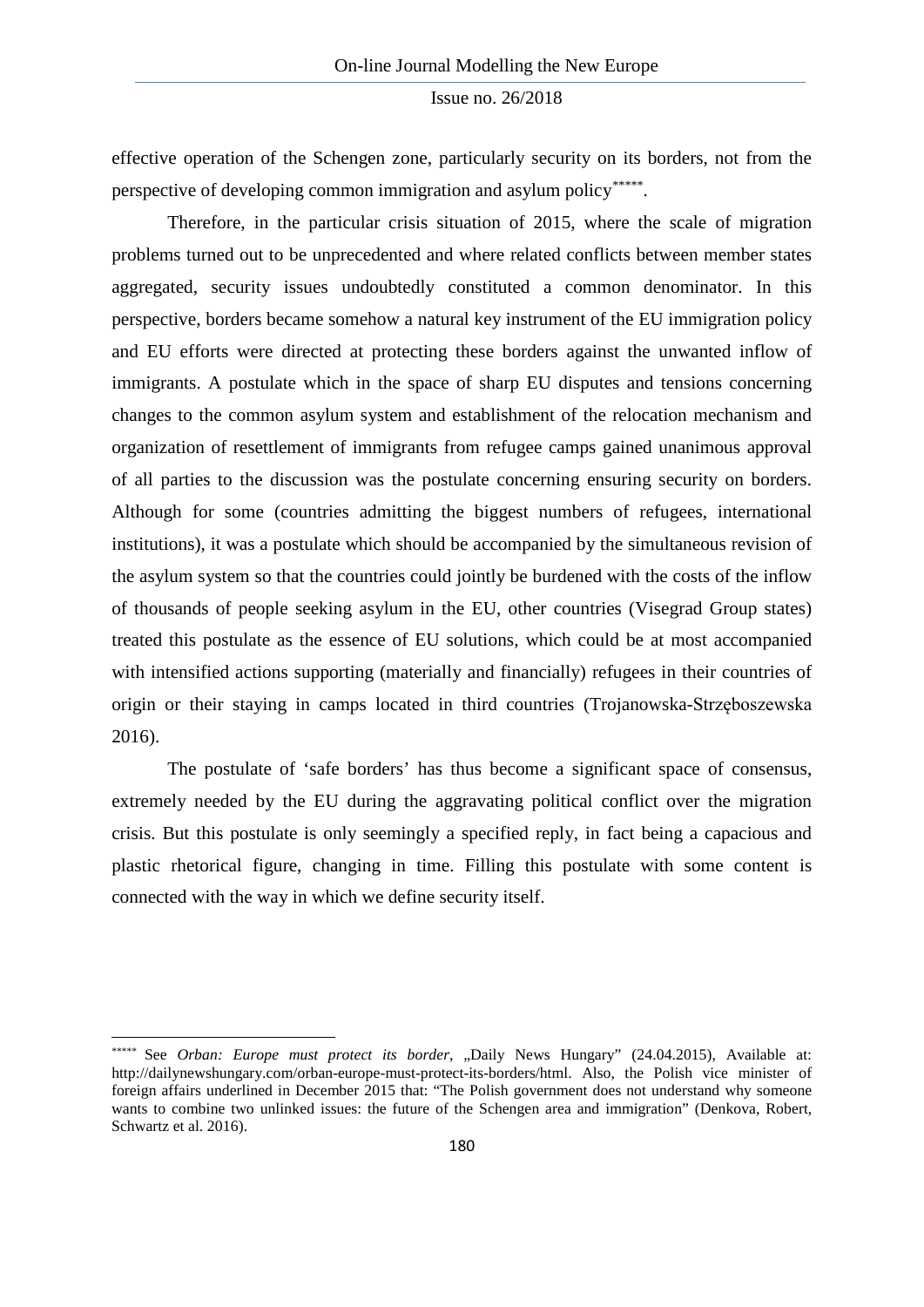effective operation of the Schengen zone, particularly security on its borders, not from the perspective of developing common immigration and asylum policy[*****].

Therefore, in the particular crisis situation of 2015, where the scale of migration problems turned out to be unprecedented and where related conflicts between member states aggregated, security issues undoubtedly constituted a common denominator. In this perspective, borders became somehow a natural key instrument of the EU immigration policy and EU efforts were directed at protecting these borders against the unwanted inflow of immigrants. A postulate which in the space of sharp EU disputes and tensions concerning changes to the common asylum system and establishment of the relocation mechanism and organization of resettlement of immigrants from refugee camps gained unanimous approval of all parties to the discussion was the postulate concerning ensuring security on borders. Although for some (countries admitting the biggest numbers of refugees, international institutions), it was a postulate which should be accompanied by the simultaneous revision of the asylum system so that the countries could jointly be burdened with the costs of the inflow of thousands of people seeking asylum in the EU, other countries (Visegrad Group states) treated this postulate as the essence of EU solutions, which could be at most accompanied with intensified actions supporting (materially and financially) refugees in their countries of origin or their staying in camps located in third countries (Trojanowska-Strzęboszewska 2016).

The postulate of 'safe borders' has thus become a significant space of consensus, extremely needed by the EU during the aggravating political conflict over the migration crisis. But this postulate is only seemingly a specified reply, in fact being a capacious and plastic rhetorical figure, changing in time. Filling this postulate with some content is connected with the way in which we define security itself.

---

[*****] See *Orban: Europe must protect its border*, „Daily News Hungary" (24.04.2015), Available at: http://dailynewshungary.com/orban-europe-must-protect-its-borders/html. Also, the Polish vice minister of foreign affairs underlined in December 2015 that: "The Polish government does not understand why someone wants to combine two unlinked issues: the future of the Schengen area and immigration" (Denkova, Robert, Schwartz et al. 2016).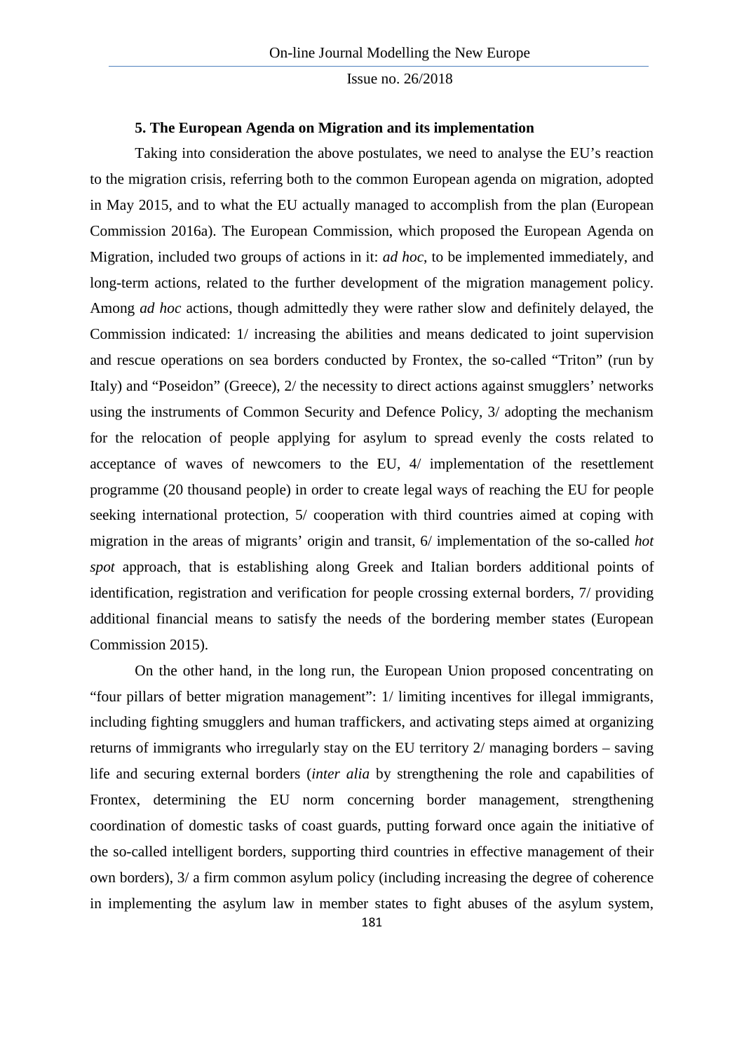### 5. The European Agenda on Migration and its implementation

Taking into consideration the above postulates, we need to analyse the EU's reaction to the migration crisis, referring both to the common European agenda on migration, adopted in May 2015, and to what the EU actually managed to accomplish from the plan (European Commission 2016a). The European Commission, which proposed the European Agenda on Migration, included two groups of actions in it: *ad hoc*, to be implemented immediately, and long-term actions, related to the further development of the migration management policy. Among *ad hoc* actions, though admittedly they were rather slow and definitely delayed, the Commission indicated: 1/ increasing the abilities and means dedicated to joint supervision and rescue operations on sea borders conducted by Frontex, the so-called "Triton" (run by Italy) and "Poseidon" (Greece), 2/ the necessity to direct actions against smugglers' networks using the instruments of Common Security and Defence Policy, 3/ adopting the mechanism for the relocation of people applying for asylum to spread evenly the costs related to acceptance of waves of newcomers to the EU, 4/ implementation of the resettlement programme (20 thousand people) in order to create legal ways of reaching the EU for people seeking international protection, 5/ cooperation with third countries aimed at coping with migration in the areas of migrants' origin and transit, 6/ implementation of the so-called *hot spot* approach, that is establishing along Greek and Italian borders additional points of identification, registration and verification for people crossing external borders, 7/ providing additional financial means to satisfy the needs of the bordering member states (European Commission 2015).

On the other hand, in the long run, the European Union proposed concentrating on "four pillars of better migration management": 1/ limiting incentives for illegal immigrants, including fighting smugglers and human traffickers, and activating steps aimed at organizing returns of immigrants who irregularly stay on the EU territory 2/ managing borders – saving life and securing external borders (*inter alia* by strengthening the role and capabilities of Frontex, determining the EU norm concerning border management, strengthening coordination of domestic tasks of coast guards, putting forward once again the initiative of the so-called intelligent borders, supporting third countries in effective management of their own borders), 3/ a firm common asylum policy (including increasing the degree of coherence in implementing the asylum law in member states to fight abuses of the asylum system,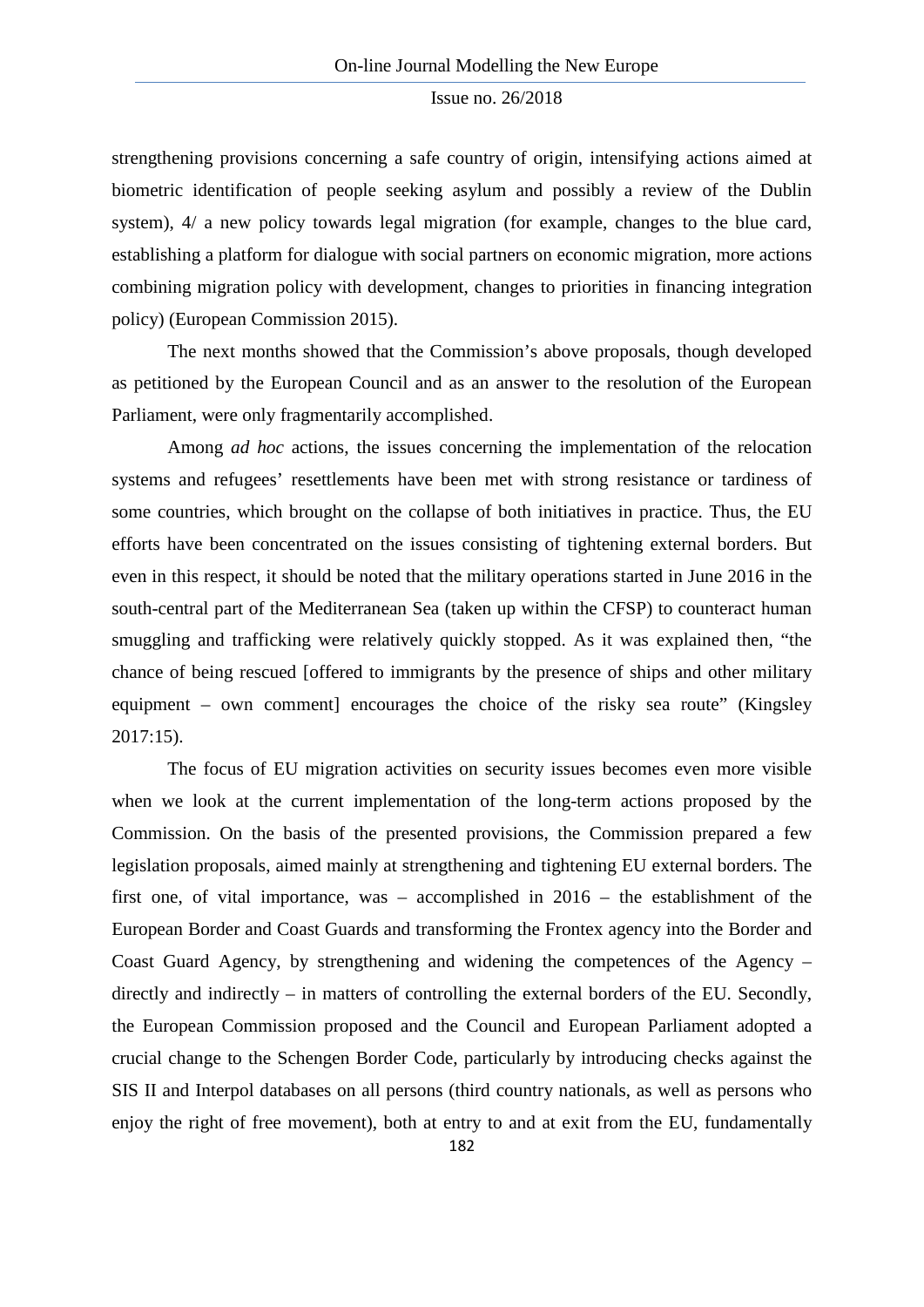strengthening provisions concerning a safe country of origin, intensifying actions aimed at biometric identification of people seeking asylum and possibly a review of the Dublin system), 4/ a new policy towards legal migration (for example, changes to the blue card, establishing a platform for dialogue with social partners on economic migration, more actions combining migration policy with development, changes to priorities in financing integration policy) (European Commission 2015).

The next months showed that the Commission's above proposals, though developed as petitioned by the European Council and as an answer to the resolution of the European Parliament, were only fragmentarily accomplished.

Among *ad hoc* actions, the issues concerning the implementation of the relocation systems and refugees' resettlements have been met with strong resistance or tardiness of some countries, which brought on the collapse of both initiatives in practice. Thus, the EU efforts have been concentrated on the issues consisting of tightening external borders. But even in this respect, it should be noted that the military operations started in June 2016 in the south-central part of the Mediterranean Sea (taken up within the CFSP) to counteract human smuggling and trafficking were relatively quickly stopped. As it was explained then, "the chance of being rescued [offered to immigrants by the presence of ships and other military equipment – own comment] encourages the choice of the risky sea route" (Kingsley 2017:15).

The focus of EU migration activities on security issues becomes even more visible when we look at the current implementation of the long-term actions proposed by the Commission. On the basis of the presented provisions, the Commission prepared a few legislation proposals, aimed mainly at strengthening and tightening EU external borders. The first one, of vital importance, was – accomplished in 2016 – the establishment of the European Border and Coast Guards and transforming the Frontex agency into the Border and Coast Guard Agency, by strengthening and widening the competences of the Agency – directly and indirectly – in matters of controlling the external borders of the EU. Secondly, the European Commission proposed and the Council and European Parliament adopted a crucial change to the Schengen Border Code, particularly by introducing checks against the SIS II and Interpol databases on all persons (third country nationals, as well as persons who enjoy the right of free movement), both at entry to and at exit from the EU, fundamentally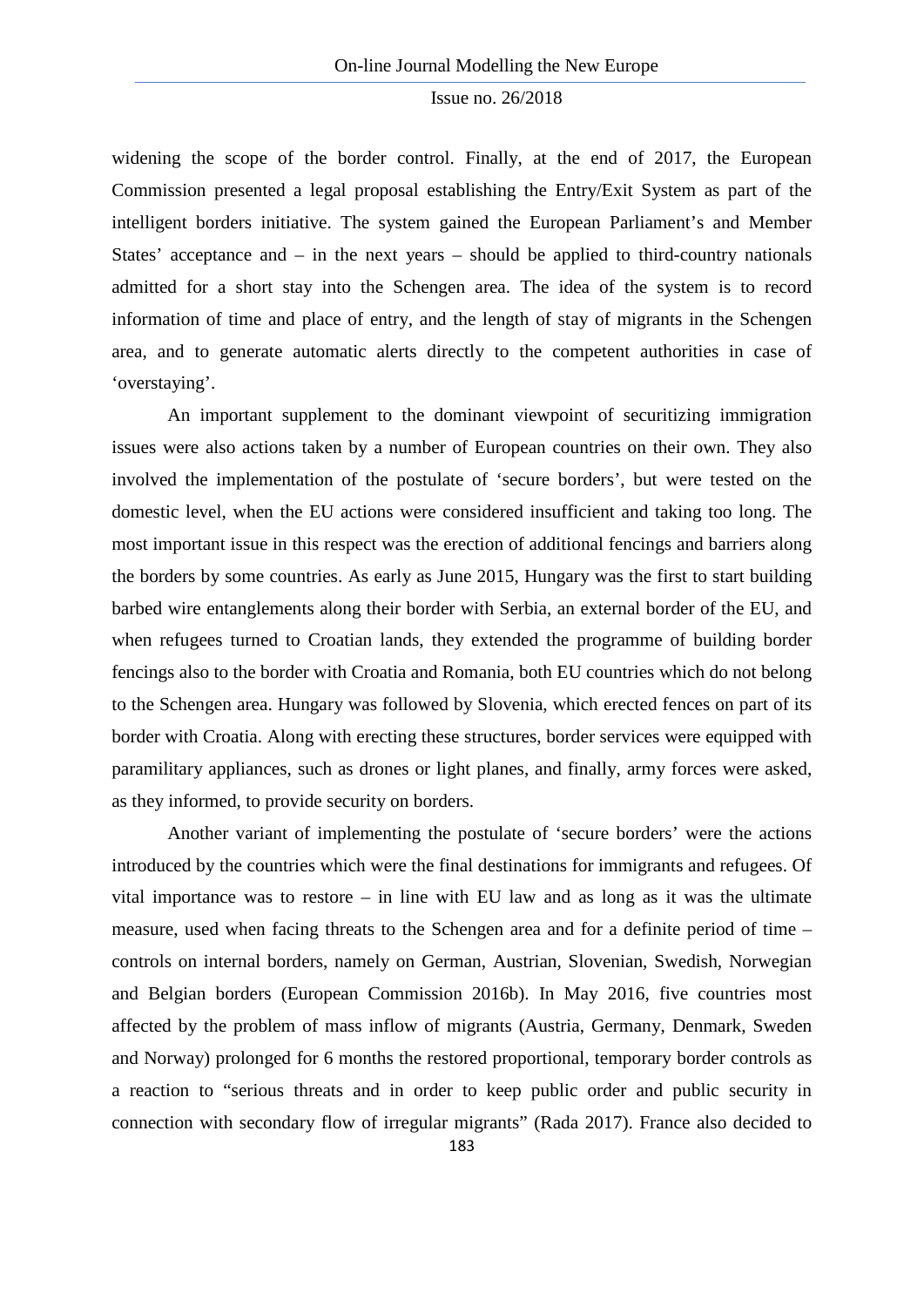widening the scope of the border control. Finally, at the end of 2017, the European Commission presented a legal proposal establishing the Entry/Exit System as part of the intelligent borders initiative. The system gained the European Parliament's and Member States' acceptance and – in the next years – should be applied to third-country nationals admitted for a short stay into the Schengen area. The idea of the system is to record information of time and place of entry, and the length of stay of migrants in the Schengen area, and to generate automatic alerts directly to the competent authorities in case of 'overstaying'.

An important supplement to the dominant viewpoint of securitizing immigration issues were also actions taken by a number of European countries on their own. They also involved the implementation of the postulate of 'secure borders', but were tested on the domestic level, when the EU actions were considered insufficient and taking too long. The most important issue in this respect was the erection of additional fencings and barriers along the borders by some countries. As early as June 2015, Hungary was the first to start building barbed wire entanglements along their border with Serbia, an external border of the EU, and when refugees turned to Croatian lands, they extended the programme of building border fencings also to the border with Croatia and Romania, both EU countries which do not belong to the Schengen area. Hungary was followed by Slovenia, which erected fences on part of its border with Croatia. Along with erecting these structures, border services were equipped with paramilitary appliances, such as drones or light planes, and finally, army forces were asked, as they informed, to provide security on borders.

Another variant of implementing the postulate of 'secure borders' were the actions introduced by the countries which were the final destinations for immigrants and refugees. Of vital importance was to restore – in line with EU law and as long as it was the ultimate measure, used when facing threats to the Schengen area and for a definite period of time – controls on internal borders, namely on German, Austrian, Slovenian, Swedish, Norwegian and Belgian borders (European Commission 2016b). In May 2016, five countries most affected by the problem of mass inflow of migrants (Austria, Germany, Denmark, Sweden and Norway) prolonged for 6 months the restored proportional, temporary border controls as a reaction to "serious threats and in order to keep public order and public security in connection with secondary flow of irregular migrants" (Rada 2017). France also decided to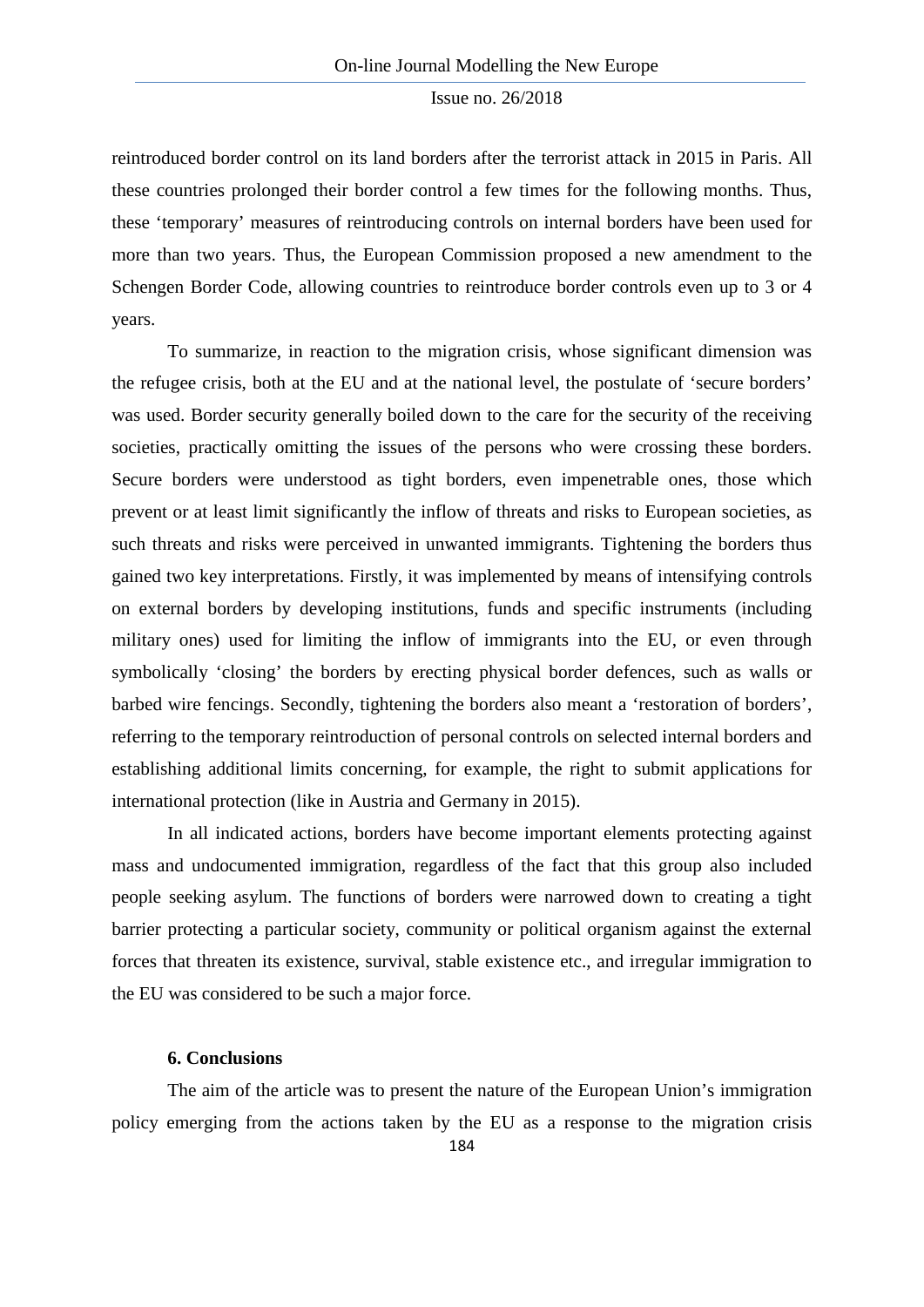reintroduced border control on its land borders after the terrorist attack in 2015 in Paris. All these countries prolonged their border control a few times for the following months. Thus, these 'temporary' measures of reintroducing controls on internal borders have been used for more than two years. Thus, the European Commission proposed a new amendment to the Schengen Border Code, allowing countries to reintroduce border controls even up to 3 or 4 years.

To summarize, in reaction to the migration crisis, whose significant dimension was the refugee crisis, both at the EU and at the national level, the postulate of 'secure borders' was used. Border security generally boiled down to the care for the security of the receiving societies, practically omitting the issues of the persons who were crossing these borders. Secure borders were understood as tight borders, even impenetrable ones, those which prevent or at least limit significantly the inflow of threats and risks to European societies, as such threats and risks were perceived in unwanted immigrants. Tightening the borders thus gained two key interpretations. Firstly, it was implemented by means of intensifying controls on external borders by developing institutions, funds and specific instruments (including military ones) used for limiting the inflow of immigrants into the EU, or even through symbolically 'closing' the borders by erecting physical border defences, such as walls or barbed wire fencings. Secondly, tightening the borders also meant a 'restoration of borders', referring to the temporary reintroduction of personal controls on selected internal borders and establishing additional limits concerning, for example, the right to submit applications for international protection (like in Austria and Germany in 2015).

In all indicated actions, borders have become important elements protecting against mass and undocumented immigration, regardless of the fact that this group also included people seeking asylum. The functions of borders were narrowed down to creating a tight barrier protecting a particular society, community or political organism against the external forces that threaten its existence, survival, stable existence etc., and irregular immigration to the EU was considered to be such a major force.

## 6. Conclusions

The aim of the article was to present the nature of the European Union's immigration policy emerging from the actions taken by the EU as a response to the migration crisis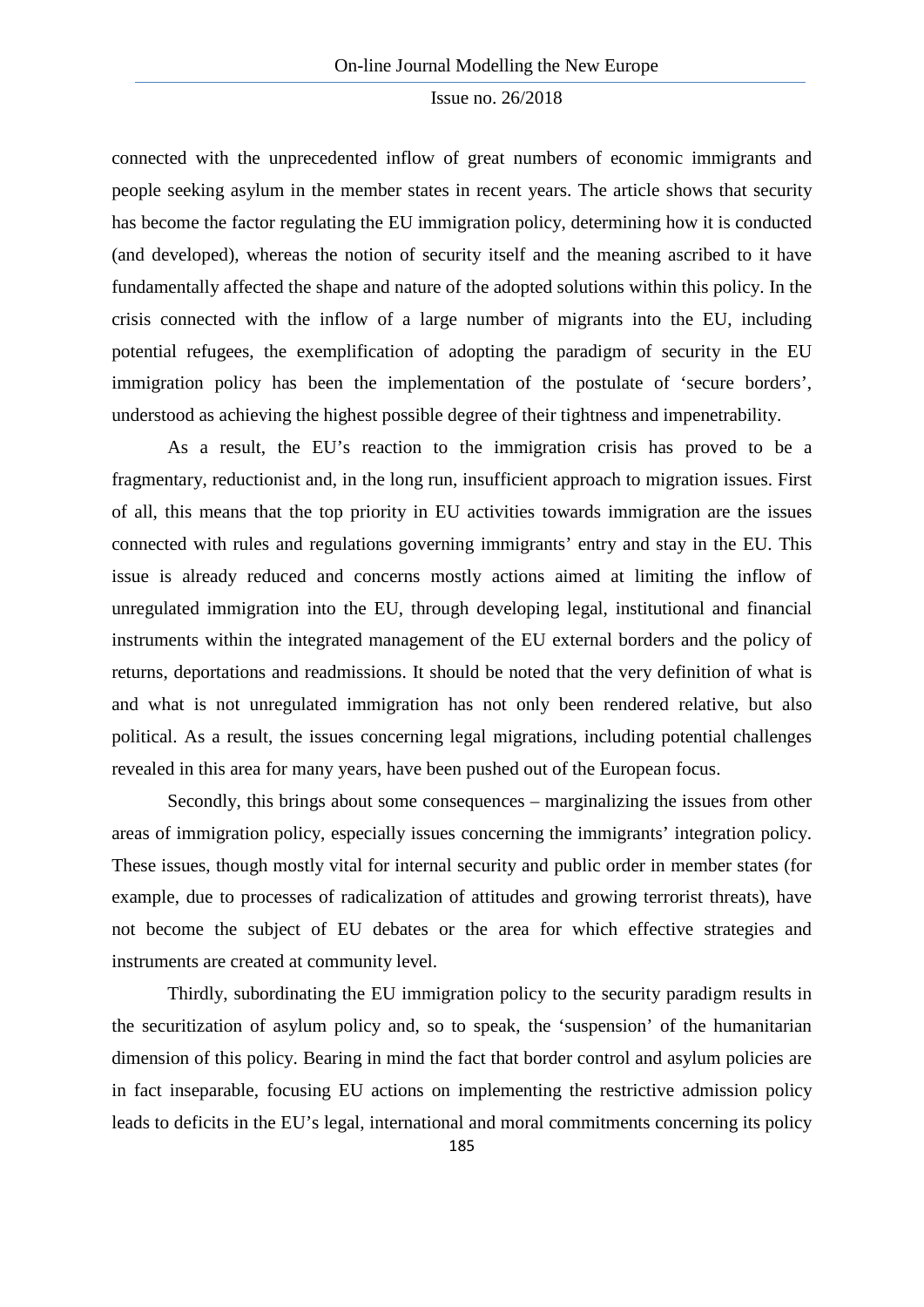connected with the unprecedented inflow of great numbers of economic immigrants and people seeking asylum in the member states in recent years. The article shows that security has become the factor regulating the EU immigration policy, determining how it is conducted (and developed), whereas the notion of security itself and the meaning ascribed to it have fundamentally affected the shape and nature of the adopted solutions within this policy. In the crisis connected with the inflow of a large number of migrants into the EU, including potential refugees, the exemplification of adopting the paradigm of security in the EU immigration policy has been the implementation of the postulate of 'secure borders', understood as achieving the highest possible degree of their tightness and impenetrability.

As a result, the EU's reaction to the immigration crisis has proved to be a fragmentary, reductionist and, in the long run, insufficient approach to migration issues. First of all, this means that the top priority in EU activities towards immigration are the issues connected with rules and regulations governing immigrants' entry and stay in the EU. This issue is already reduced and concerns mostly actions aimed at limiting the inflow of unregulated immigration into the EU, through developing legal, institutional and financial instruments within the integrated management of the EU external borders and the policy of returns, deportations and readmissions. It should be noted that the very definition of what is and what is not unregulated immigration has not only been rendered relative, but also political. As a result, the issues concerning legal migrations, including potential challenges revealed in this area for many years, have been pushed out of the European focus.

Secondly, this brings about some consequences – marginalizing the issues from other areas of immigration policy, especially issues concerning the immigrants' integration policy. These issues, though mostly vital for internal security and public order in member states (for example, due to processes of radicalization of attitudes and growing terrorist threats), have not become the subject of EU debates or the area for which effective strategies and instruments are created at community level.

Thirdly, subordinating the EU immigration policy to the security paradigm results in the securitization of asylum policy and, so to speak, the 'suspension' of the humanitarian dimension of this policy. Bearing in mind the fact that border control and asylum policies are in fact inseparable, focusing EU actions on implementing the restrictive admission policy leads to deficits in the EU's legal, international and moral commitments concerning its policy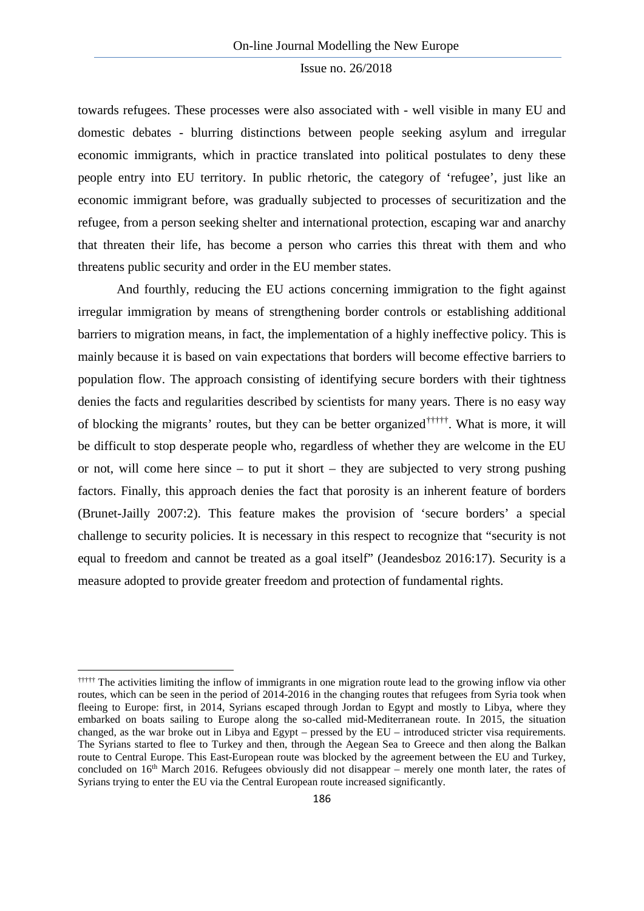towards refugees. These processes were also associated with - well visible in many EU and domestic debates - blurring distinctions between people seeking asylum and irregular economic immigrants, which in practice translated into political postulates to deny these people entry into EU territory. In public rhetoric, the category of 'refugee', just like an economic immigrant before, was gradually subjected to processes of securitization and the refugee, from a person seeking shelter and international protection, escaping war and anarchy that threaten their life, has become a person who carries this threat with them and who threatens public security and order in the EU member states.

And fourthly, reducing the EU actions concerning immigration to the fight against irregular immigration by means of strengthening border controls or establishing additional barriers to migration means, in fact, the implementation of a highly ineffective policy. This is mainly because it is based on vain expectations that borders will become effective barriers to population flow. The approach consisting of identifying secure borders with their tightness denies the facts and regularities described by scientists for many years. There is no easy way of blocking the migrants' routes, but they can be better organized[†††††]. What is more, it will be difficult to stop desperate people who, regardless of whether they are welcome in the EU or not, will come here since – to put it short – they are subjected to very strong pushing factors. Finally, this approach denies the fact that porosity is an inherent feature of borders (Brunet-Jailly 2007:2). This feature makes the provision of 'secure borders' a special challenge to security policies. It is necessary in this respect to recognize that "security is not equal to freedom and cannot be treated as a goal itself" (Jeandesboz 2016:17). Security is a measure adopted to provide greater freedom and protection of fundamental rights.

[†††††] The activities limiting the inflow of immigrants in one migration route lead to the growing inflow via other routes, which can be seen in the period of 2014-2016 in the changing routes that refugees from Syria took when fleeing to Europe: first, in 2014, Syrians escaped through Jordan to Egypt and mostly to Libya, where they embarked on boats sailing to Europe along the so-called mid-Mediterranean route. In 2015, the situation changed, as the war broke out in Libya and Egypt – pressed by the EU – introduced stricter visa requirements. The Syrians started to flee to Turkey and then, through the Aegean Sea to Greece and then along the Balkan route to Central Europe. This East-European route was blocked by the agreement between the EU and Turkey, concluded on 16th March 2016. Refugees obviously did not disappear – merely one month later, the rates of Syrians trying to enter the EU via the Central European route increased significantly.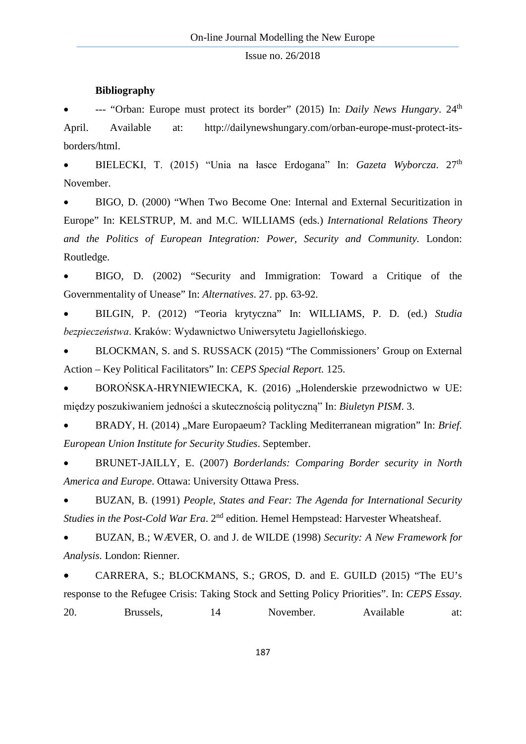**Bibliography**

- --- "Orban: Europe must protect its border" (2015) In: *Daily News Hungary*. 24th April. Available at: http://dailynewshungary.com/orban-europe-must-protect-its-borders/html.
- BIELECKI, T. (2015) "Unia na łasce Erdogana" In: *Gazeta Wyborcza*. 27th November.
- BIGO, D. (2000) "When Two Become One: Internal and External Securitization in Europe" In: KELSTRUP, M. and M.C. WILLIAMS (eds.) *International Relations Theory and the Politics of European Integration: Power, Security and Community*. London: Routledge.
- BIGO, D. (2002) "Security and Immigration: Toward a Critique of the Governmentality of Unease" In: *Alternatives*. 27. pp. 63-92.
- BILGIN, P. (2012) "Teoria krytyczna" In: WILLIAMS, P. D. (ed.) *Studia bezpieczeństwa*. Kraków: Wydawnictwo Uniwersytetu Jagiellońskiego.
- BLOCKMAN, S. and S. RUSSACK (2015) "The Commissioners' Group on External Action – Key Political Facilitators" In: *CEPS Special Report.* 125.
- BOROŃSKA-HRYNIEWIECKA, K. (2016) „Holenderskie przewodnictwo w UE: między poszukiwaniem jedności a skutecznością polityczną" In: *Biuletyn PISM*. 3.
- BRADY, H. (2014) „Mare Europaeum? Tackling Mediterranean migration" In: *Brief. European Union Institute for Security Studies*. September.
- BRUNET-JAILLY, E. (2007) *Borderlands: Comparing Border security in North America and Europe*. Ottawa: University Ottawa Press.
- BUZAN, B. (1991) *People, States and Fear: The Agenda for International Security Studies in the Post-Cold War Era*. 2nd edition. Hemel Hempstead: Harvester Wheatsheaf.
- BUZAN, B.; WÆVER, O. and J. de WILDE (1998) *Security: A New Framework for Analysis.* London: Rienner.
- CARRERA, S.; BLOCKMANS, S.; GROS, D. and E. GUILD (2015) "The EU's response to the Refugee Crisis: Taking Stock and Setting Policy Priorities". In: *CEPS Essay.* 20. Brussels, 14 November. Available at: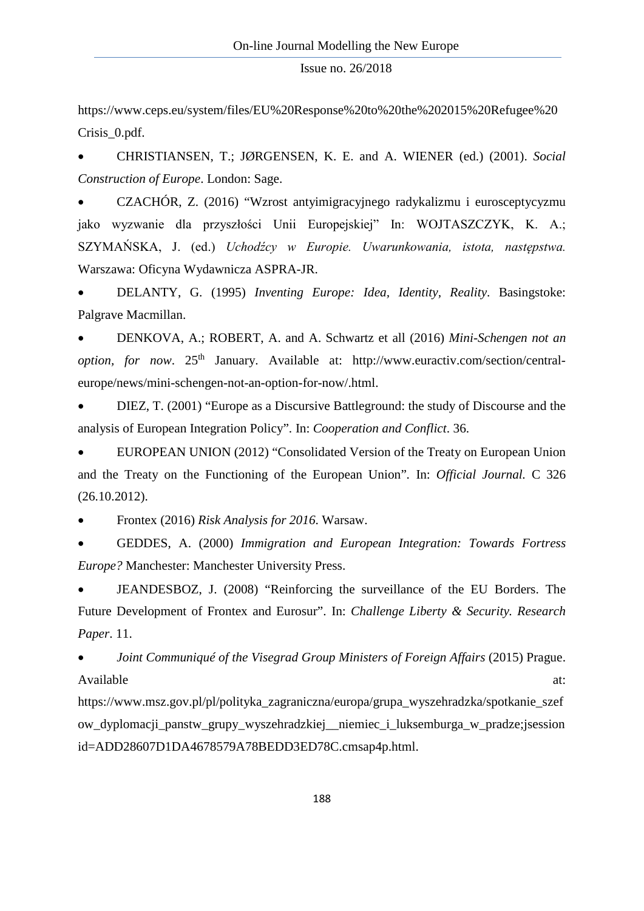https://www.ceps.eu/system/files/EU%20Response%20to%20the%202015%20Refugee%20 Crisis_0.pdf.

- CHRISTIANSEN, T.; JØRGENSEN, K. E. and A. WIENER (ed.) (2001). *Social Construction of Europe*. London: Sage.
- CZACHÓR, Z. (2016) "Wzrost antyimigracyjnego radykalizmu i eurosceptycyzmu jako wyzwanie dla przyszłości Unii Europejskiej" In: WOJTASZCZYK, K. A.; SZYMAŃSKA, J. (ed.) *Uchodźcy w Europie. Uwarunkowania, istota, następstwa.* Warszawa: Oficyna Wydawnicza ASPRA-JR.
- DELANTY, G. (1995) *Inventing Europe: Idea, Identity, Reality*. Basingstoke: Palgrave Macmillan.
- DENKOVA, A.; ROBERT, A. and A. Schwartz et all (2016) *Mini-Schengen not an option, for now*. 25th January. Available at: http://www.euractiv.com/section/central-europe/news/mini-schengen-not-an-option-for-now/.html.
- DIEZ, T. (2001) "Europe as a Discursive Battleground: the study of Discourse and the analysis of European Integration Policy". In: *Cooperation and Conflict*. 36.
- EUROPEAN UNION (2012) "Consolidated Version of the Treaty on European Union and the Treaty on the Functioning of the European Union". In: *Official Journal.* C 326 (26.10.2012).
- Frontex (2016) *Risk Analysis for 2016*. Warsaw.
- GEDDES, A. (2000) *Immigration and European Integration: Towards Fortress Europe?* Manchester: Manchester University Press.
- JEANDESBOZ, J. (2008) "Reinforcing the surveillance of the EU Borders. The Future Development of Frontex and Eurosur". In: *Challenge Liberty & Security. Research Paper*. 11.
- *Joint Communiqué of the Visegrad Group Ministers of Foreign Affairs* (2015) Prague. Available at: https://www.msz.gov.pl/pl/polityka_zagraniczna/europa/grupa_wyszehradzka/spotkanie_szefow_dyplomacji_panstw_grupy_wyszehradzkiej__niemiec_i_luksemburga_w_pradze;jsessionid=ADD28607D1DA4678579A78BEDD3ED78C.cmsap4p.html.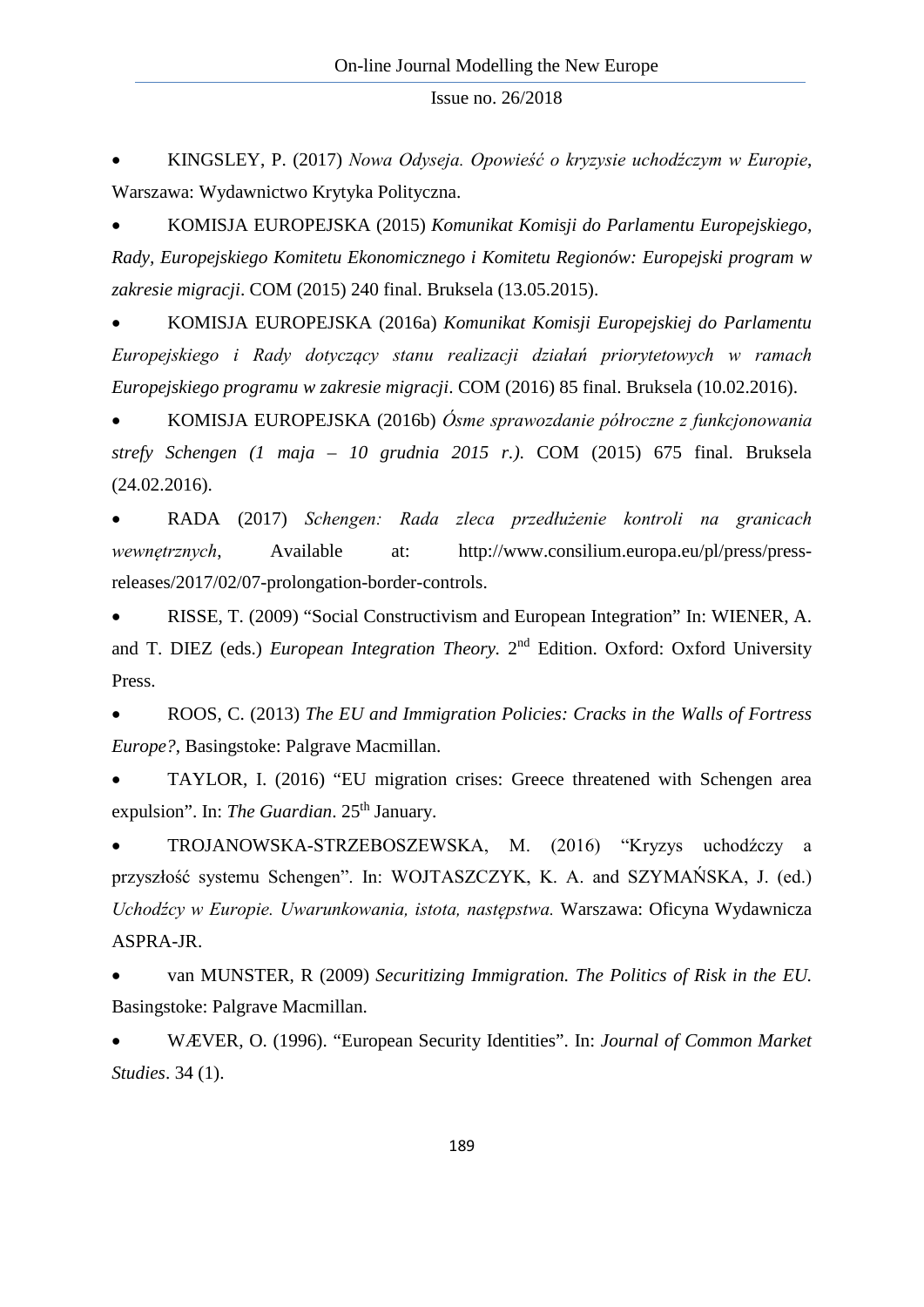- KINGSLEY, P. (2017) *Nowa Odyseja. Opowieść o kryzysie uchodźczym w Europie*, Warszawa: Wydawnictwo Krytyka Polityczna.

- KOMISJA EUROPEJSKA (2015) *Komunikat Komisji do Parlamentu Europejskiego, Rady, Europejskiego Komitetu Ekonomicznego i Komitetu Regionów: Europejski program w zakresie migracji*. COM (2015) 240 final. Bruksela (13.05.2015).

- KOMISJA EUROPEJSKA (2016a) *Komunikat Komisji Europejskiej do Parlamentu Europejskiego i Rady dotyczący stanu realizacji działań priorytetowych w ramach Europejskiego programu w zakresie migracji*. COM (2016) 85 final. Bruksela (10.02.2016).

- KOMISJA EUROPEJSKA (2016b) *Ósme sprawozdanie półroczne z funkcjonowania strefy Schengen (1 maja – 10 grudnia 2015 r.)*. COM (2015) 675 final. Bruksela (24.02.2016).

- RADA (2017) *Schengen: Rada zleca przedłużenie kontroli na granicach wewnętrznych*, Available at: http://www.consilium.europa.eu/pl/press/press-releases/2017/02/07-prolongation-border-controls.

- RISSE, T. (2009) "Social Constructivism and European Integration" In: WIENER, A. and T. DIEZ (eds.) *European Integration Theory.* 2nd Edition. Oxford: Oxford University Press.

- ROOS, C. (2013) *The EU and Immigration Policies: Cracks in the Walls of Fortress Europe?*, Basingstoke: Palgrave Macmillan.

- TAYLOR, I. (2016) "EU migration crises: Greece threatened with Schengen area expulsion". In: *The Guardian*. 25th January.

- TROJANOWSKA-STRZEBOSZEWSKA, M. (2016) "Kryzys uchodźczy a przyszłość systemu Schengen". In: WOJTASZCZYK, K. A. and SZYMAŃSKA, J. (ed.) *Uchodźcy w Europie. Uwarunkowania, istota, następstwa.* Warszawa: Oficyna Wydawnicza ASPRA-JR.

- van MUNSTER, R (2009) *Securitizing Immigration. The Politics of Risk in the EU.* Basingstoke: Palgrave Macmillan.

- WÆVER, O. (1996). "European Security Identities". In: *Journal of Common Market Studies*. 34 (1).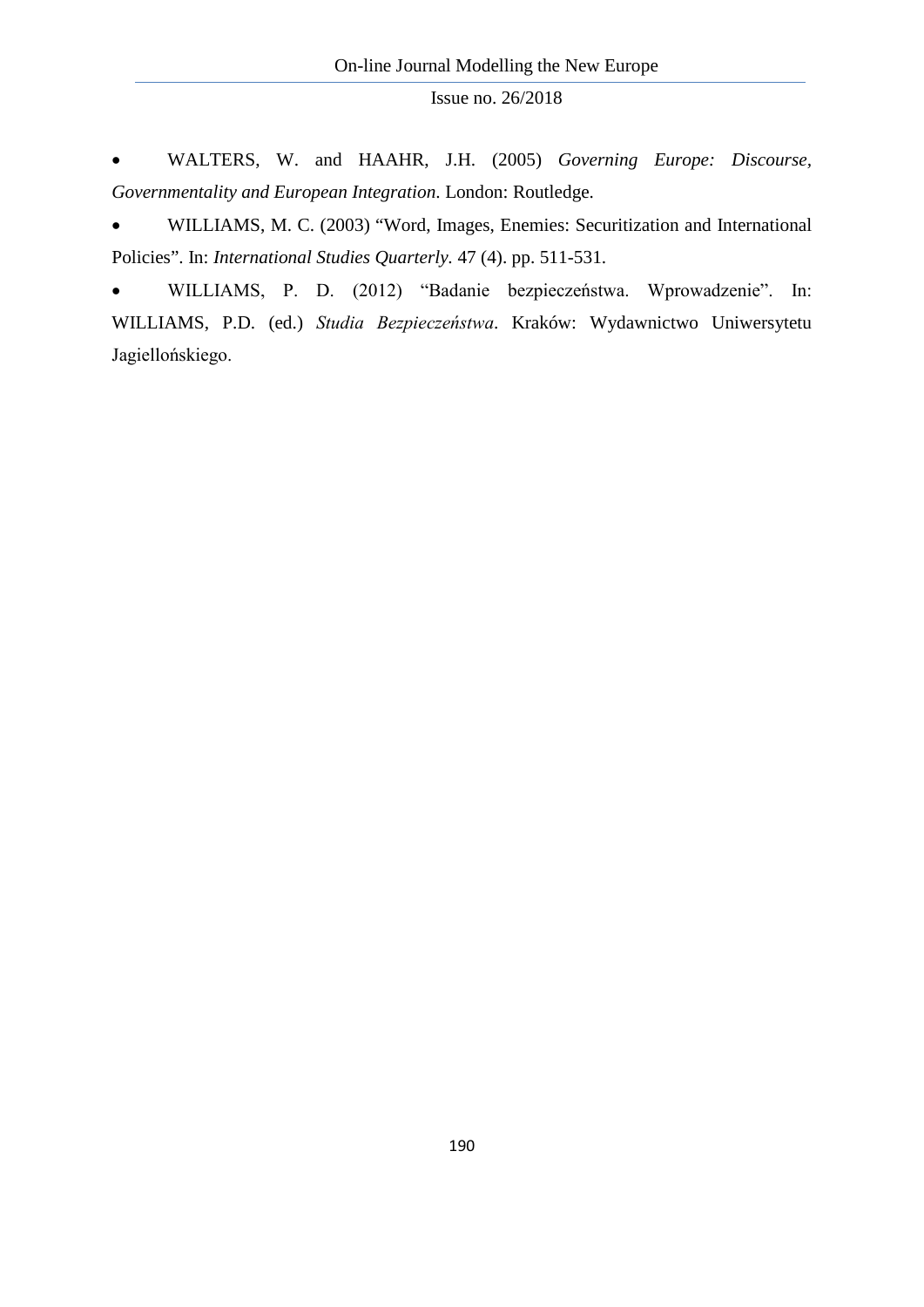- WALTERS, W. and HAAHR, J.H. (2005) *Governing Europe: Discourse, Governmentality and European Integration*. London: Routledge.
- WILLIAMS, M. C. (2003) "Word, Images, Enemies: Securitization and International Policies". In: *International Studies Quarterly.* 47 (4). pp. 511-531.
- WILLIAMS, P. D. (2012) "Badanie bezpieczeństwa. Wprowadzenie". In: WILLIAMS, P.D. (ed.) *Studia Bezpieczeństwa*. Kraków: Wydawnictwo Uniwersytetu Jagiellońskiego.